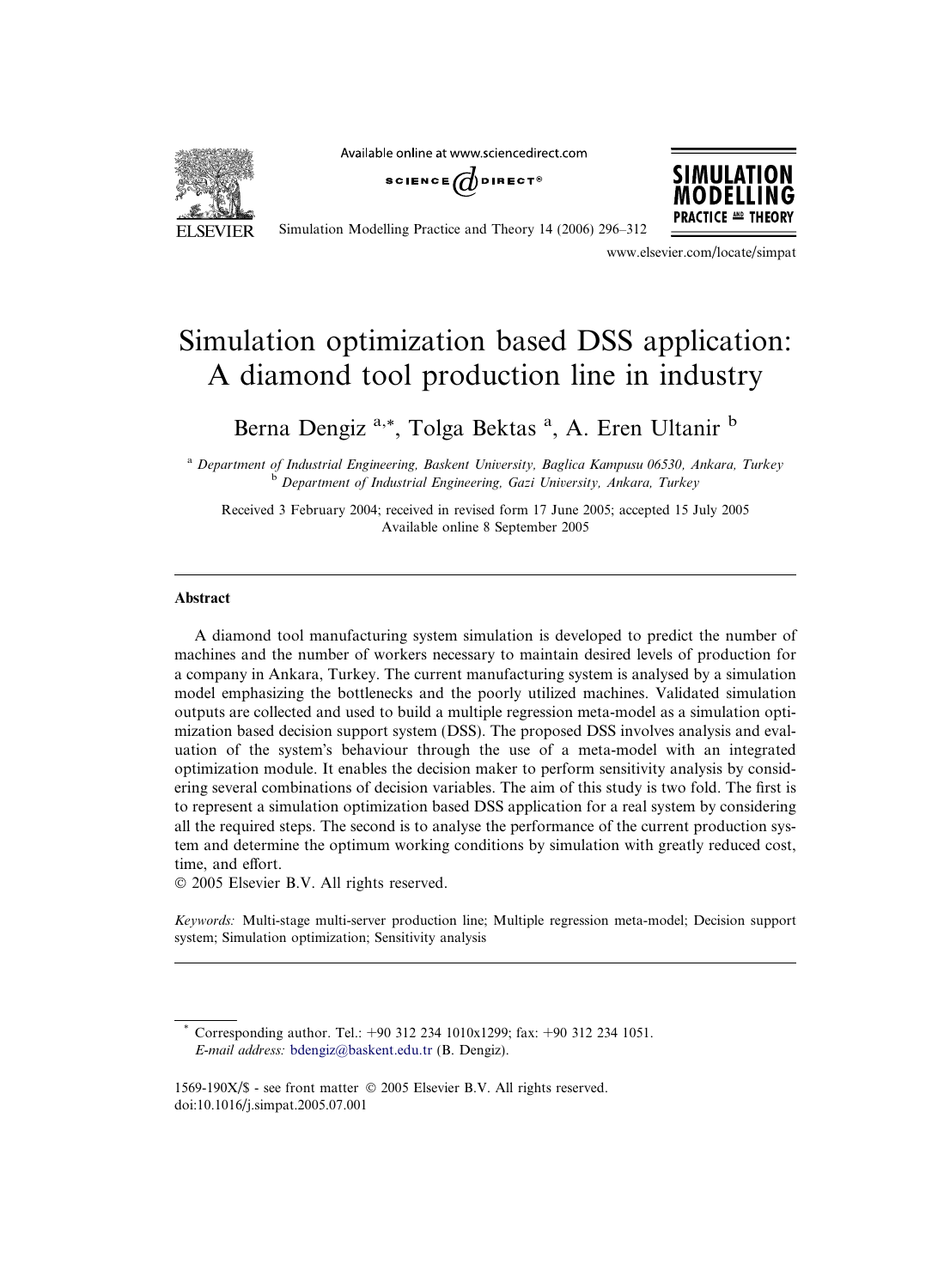# Simulation optimization based DSS application: A diamond tool production line in industry

Berna Dengiz [a,*], Tolga Bektas [a], A. Eren Ultanir [b]

[a] Department of Industrial Engineering, Baskent University, Baglica Kampusu 06530, Ankara, Turkey
[b] Department of Industrial Engineering, Gazi University, Ankara, Turkey

Received 3 February 2004; received in revised form 17 June 2005; accepted 15 July 2005
Available online 8 September 2005

## Abstract

A diamond tool manufacturing system simulation is developed to predict the number of machines and the number of workers necessary to maintain desired levels of production for a company in Ankara, Turkey. The current manufacturing system is analysed by a simulation model emphasizing the bottlenecks and the poorly utilized machines. Validated simulation outputs are collected and used to build a multiple regression meta-model as a simulation optimization based decision support system (DSS). The proposed DSS involves analysis and evaluation of the system's behaviour through the use of a meta-model with an integrated optimization module. It enables the decision maker to perform sensitivity analysis by considering several combinations of decision variables. The aim of this study is two fold. The first is to represent a simulation optimization based DSS application for a real system by considering all the required steps. The second is to analyse the performance of the current production system and determine the optimum working conditions by simulation with greatly reduced cost, time, and effort.
© 2005 Elsevier B.V. All rights reserved.

*Keywords:* Multi-stage multi-server production line; Multiple regression meta-model; Decision support system; Simulation optimization; Sensitivity analysis

---

\* Corresponding author. Tel.: +90 312 234 1010x1299; fax: +90 312 234 1051.
*E-mail address:* bdengiz@baskent.edu.tr (B. Dengiz).

1569-190X/$ - see front matter © 2005 Elsevier B.V. All rights reserved.
doi:10.1016/j.simpat.2005.07.001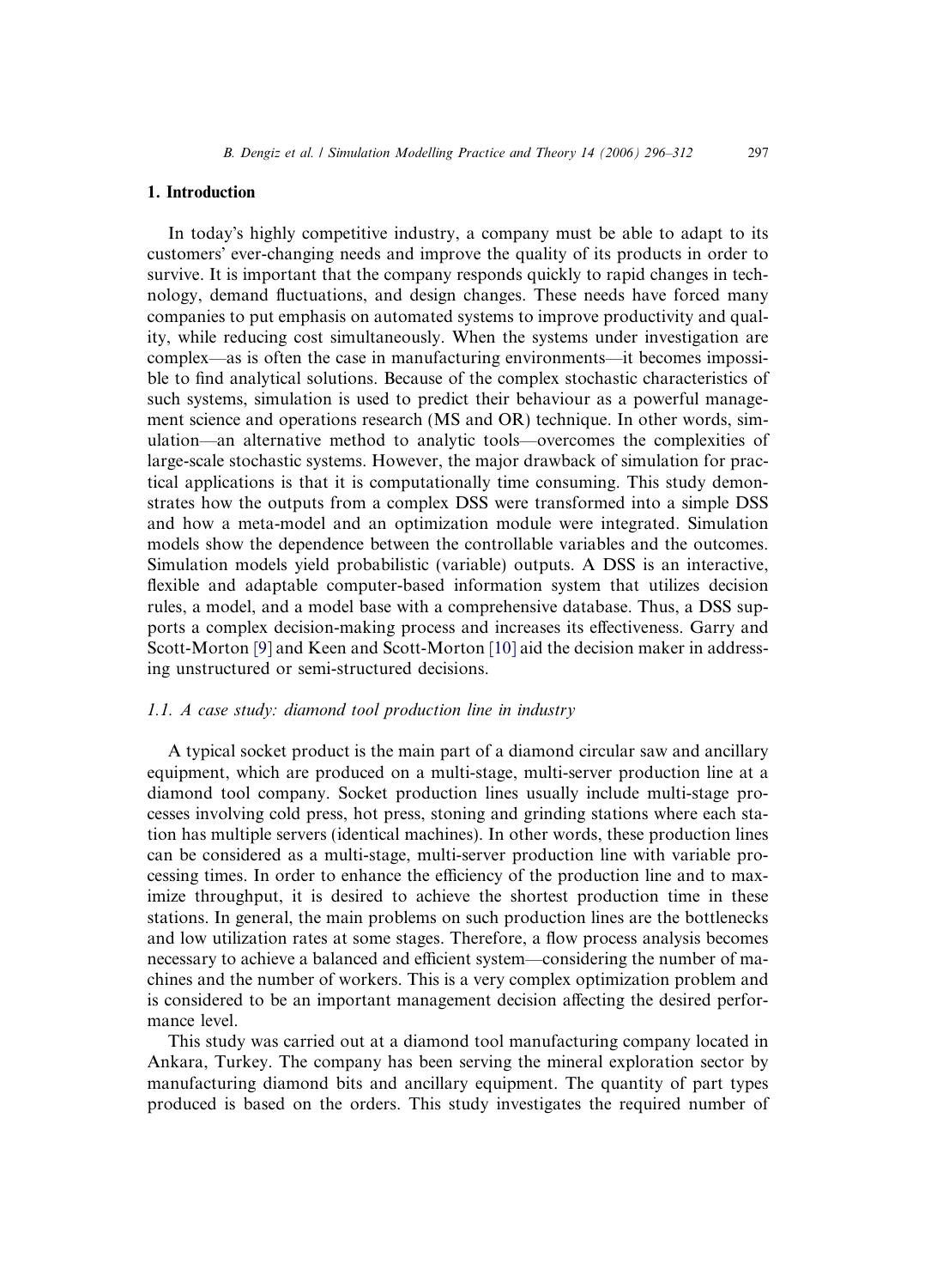## 1. Introduction

In today's highly competitive industry, a company must be able to adapt to its customers' ever-changing needs and improve the quality of its products in order to survive. It is important that the company responds quickly to rapid changes in technology, demand fluctuations, and design changes. These needs have forced many companies to put emphasis on automated systems to improve productivity and quality, while reducing cost simultaneously. When the systems under investigation are complex—as is often the case in manufacturing environments—it becomes impossible to find analytical solutions. Because of the complex stochastic characteristics of such systems, simulation is used to predict their behaviour as a powerful management science and operations research (MS and OR) technique. In other words, simulation—an alternative method to analytic tools—overcomes the complexities of large-scale stochastic systems. However, the major drawback of simulation for practical applications is that it is computationally time consuming. This study demonstrates how the outputs from a complex DSS were transformed into a simple DSS and how a meta-model and an optimization module were integrated. Simulation models show the dependence between the controllable variables and the outcomes. Simulation models yield probabilistic (variable) outputs. A DSS is an interactive, flexible and adaptable computer-based information system that utilizes decision rules, a model, and a model base with a comprehensive database. Thus, a DSS supports a complex decision-making process and increases its effectiveness. Garry and Scott-Morton [9] and Keen and Scott-Morton [10] aid the decision maker in addressing unstructured or semi-structured decisions.

### 1.1. A case study: diamond tool production line in industry

A typical socket product is the main part of a diamond circular saw and ancillary equipment, which are produced on a multi-stage, multi-server production line at a diamond tool company. Socket production lines usually include multi-stage processes involving cold press, hot press, stoning and grinding stations where each station has multiple servers (identical machines). In other words, these production lines can be considered as a multi-stage, multi-server production line with variable processing times. In order to enhance the efficiency of the production line and to maximize throughput, it is desired to achieve the shortest production time in these stations. In general, the main problems on such production lines are the bottlenecks and low utilization rates at some stages. Therefore, a flow process analysis becomes necessary to achieve a balanced and efficient system—considering the number of machines and the number of workers. This is a very complex optimization problem and is considered to be an important management decision affecting the desired performance level.

This study was carried out at a diamond tool manufacturing company located in Ankara, Turkey. The company has been serving the mineral exploration sector by manufacturing diamond bits and ancillary equipment. The quantity of part types produced is based on the orders. This study investigates the required number of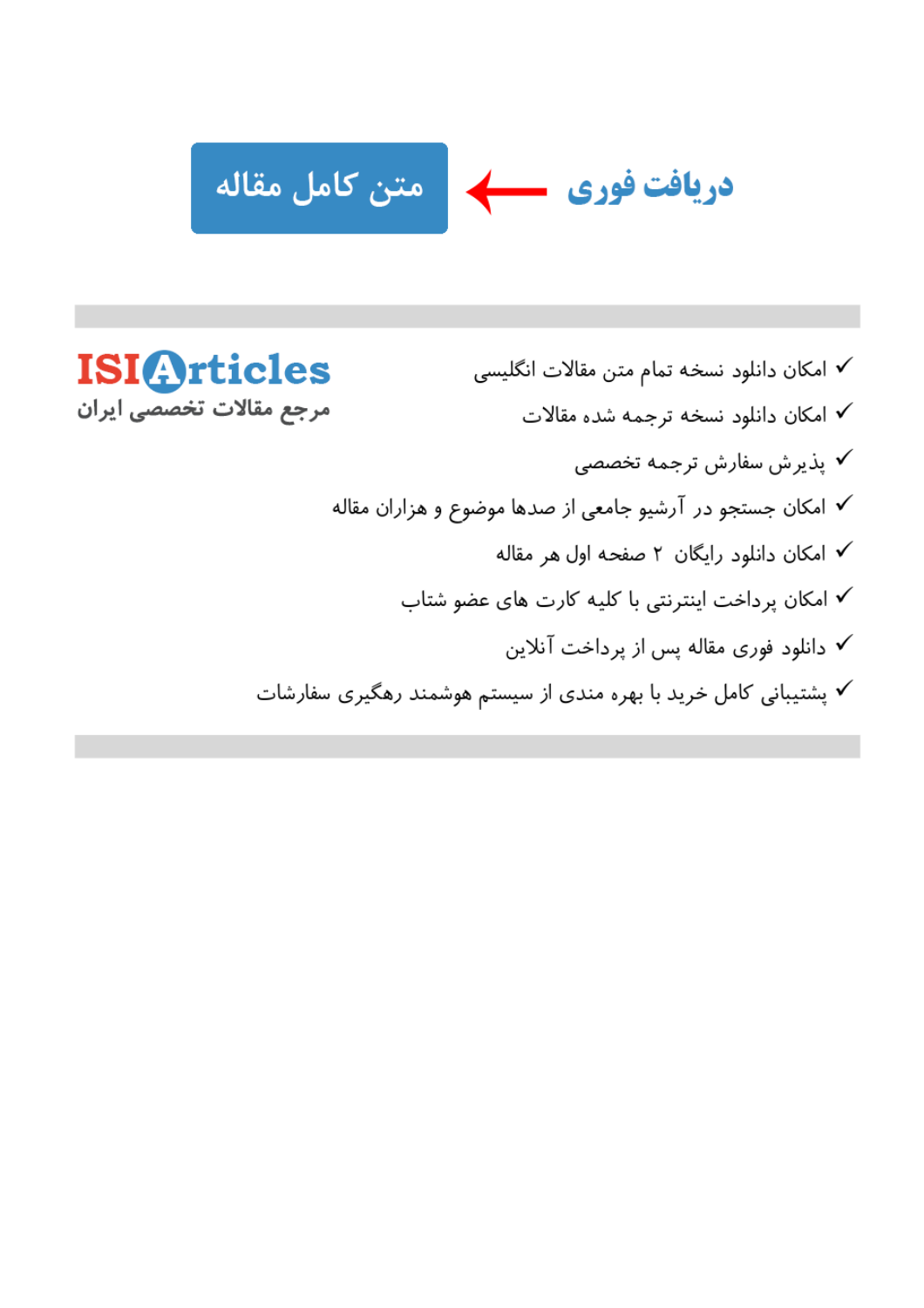دریافت فوری ← متن کامل مقاله

**ISIArticles**
مرجع مقالات تخصصی ایران

- ✓ امکان دانلود نسخه تمام متن مقالات انگلیسی
- ✓ امکان دانلود نسخه ترجمه شده مقالات
- ✓ پذیرش سفارش ترجمه تخصصی
- ✓ امکان جستجو در آرشیو جامعی از صدها موضوع و هزاران مقاله
- ✓ امکان دانلود رایگان ۲ صفحه اول هر مقاله
- ✓ امکان پرداخت اینترنتی با کلیه کارت های عضو شتاب
- ✓ دانلود فوری مقاله پس از پرداخت آنلاین
- ✓ پشتیبانی کامل خرید با بهره مندی از سیستم هوشمند رهگیری سفارشات